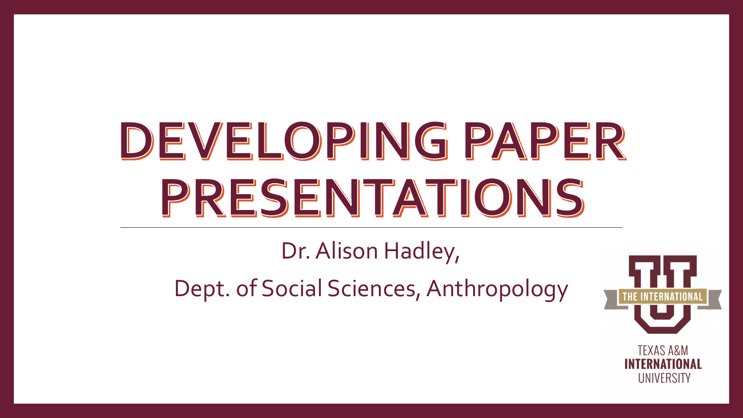# DEVELOPING PAPER PRESENTATIONS

Dr. Alison Hadley,

Dept. of Social Sciences, Anthropology

THE INTERNATIONAL

TEXAS A&M INTERNATIONAL UNIVERSITY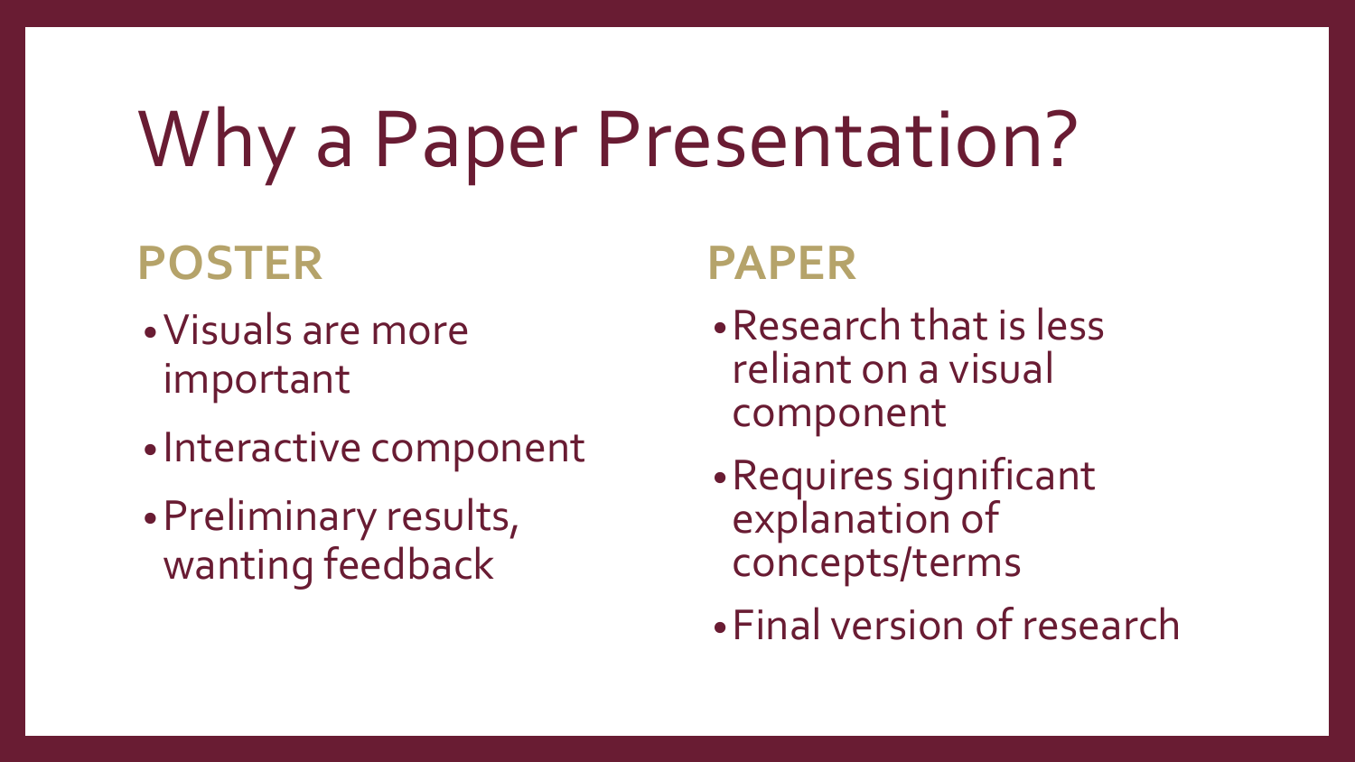# Why a Paper Presentation?

## POSTER

- Visuals are more important
- Interactive component
- Preliminary results, wanting feedback

## PAPER

- Research that is less reliant on a visual component
- Requires significant explanation of concepts/terms
- Final version of research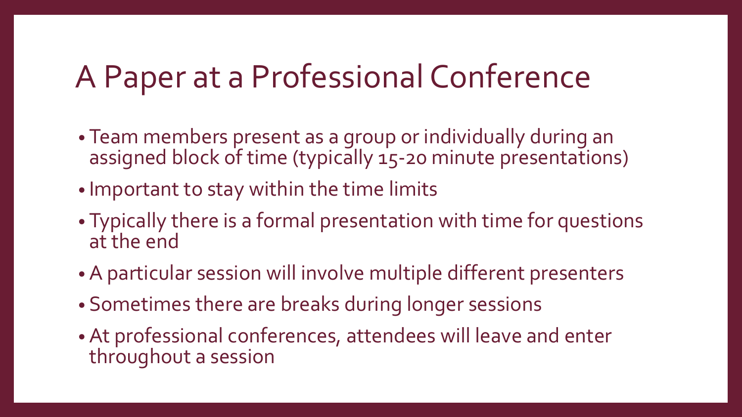# A Paper at a Professional Conference

- Team members present as a group or individually during an assigned block of time (typically 15-20 minute presentations)
- Important to stay within the time limits
- Typically there is a formal presentation with time for questions at the end
- A particular session will involve multiple different presenters
- Sometimes there are breaks during longer sessions
- At professional conferences, attendees will leave and enter throughout a session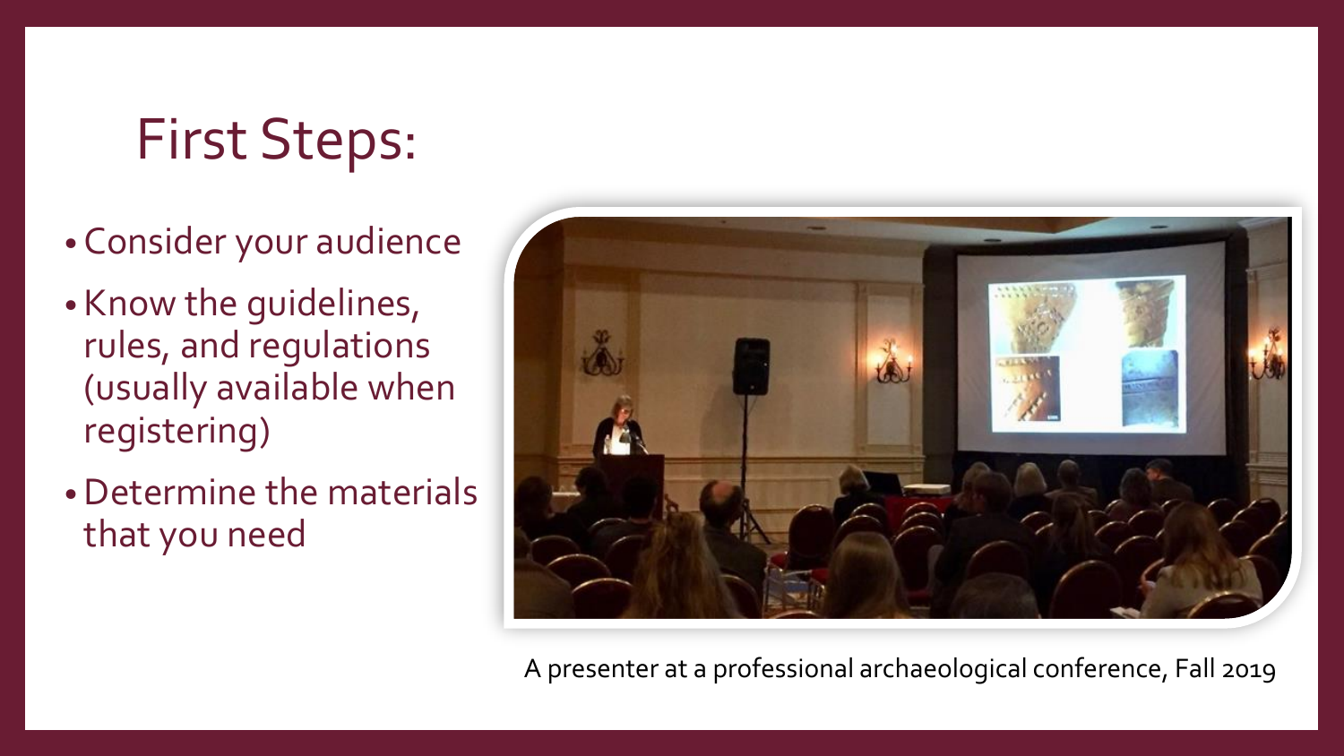# First Steps:

- Consider your audience
- Know the guidelines, rules, and regulations (usually available when registering)
- Determine the materials that you need

A presenter at a professional archaeological conference, Fall 2019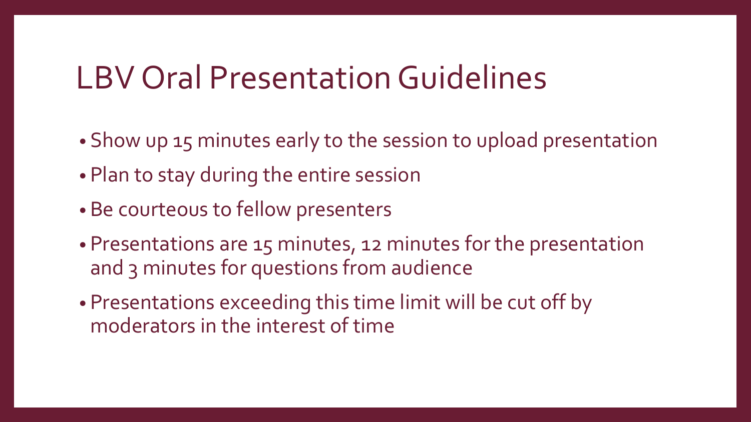# LBV Oral Presentation Guidelines

- Show up 15 minutes early to the session to upload presentation
- Plan to stay during the entire session
- Be courteous to fellow presenters
- Presentations are 15 minutes, 12 minutes for the presentation and 3 minutes for questions from audience
- Presentations exceeding this time limit will be cut off by moderators in the interest of time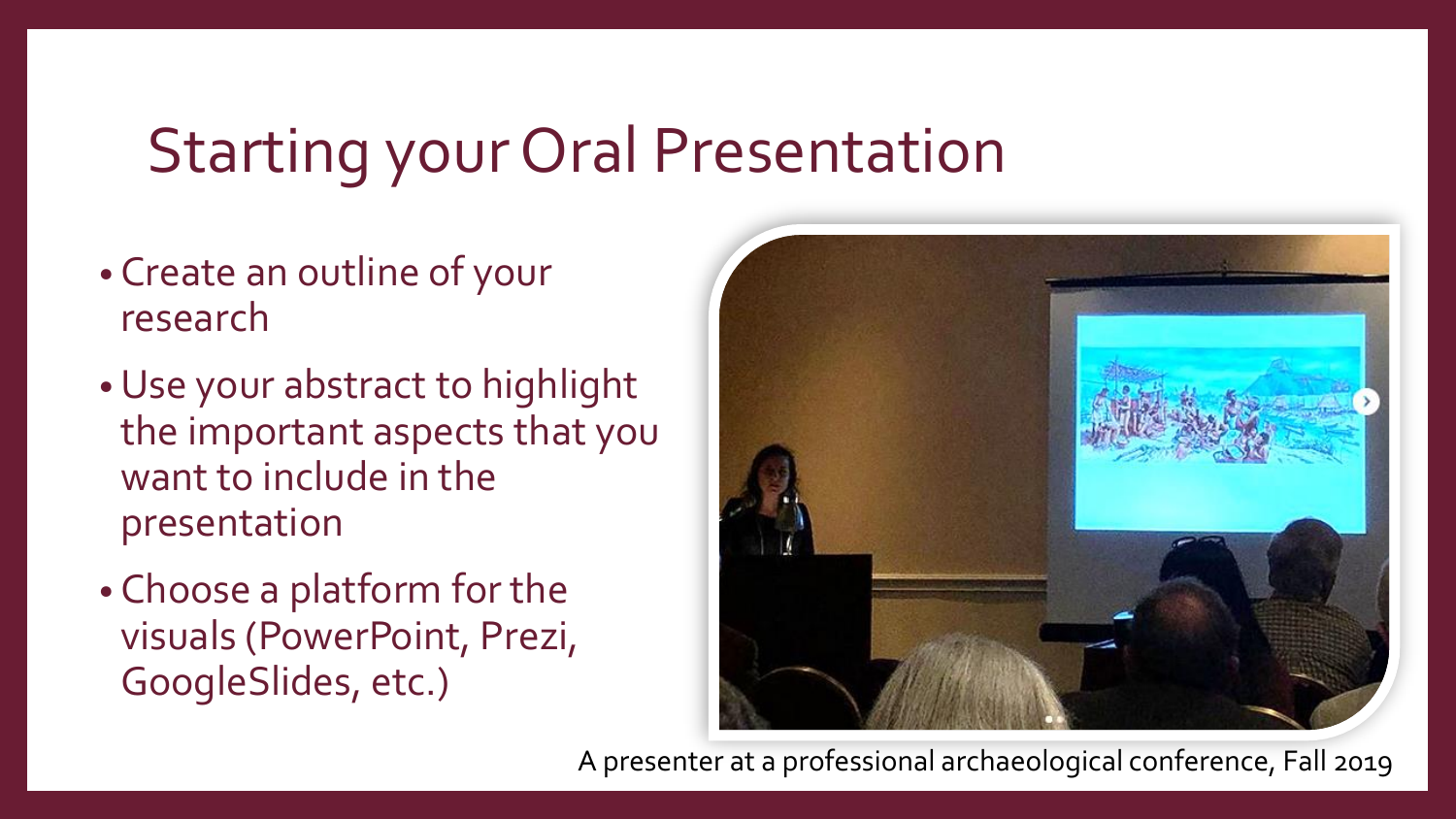# Starting your Oral Presentation

- Create an outline of your research
- Use your abstract to highlight the important aspects that you want to include in the presentation
- Choose a platform for the visuals (PowerPoint, Prezi, GoogleSlides, etc.)

A presenter at a professional archaeological conference, Fall 2019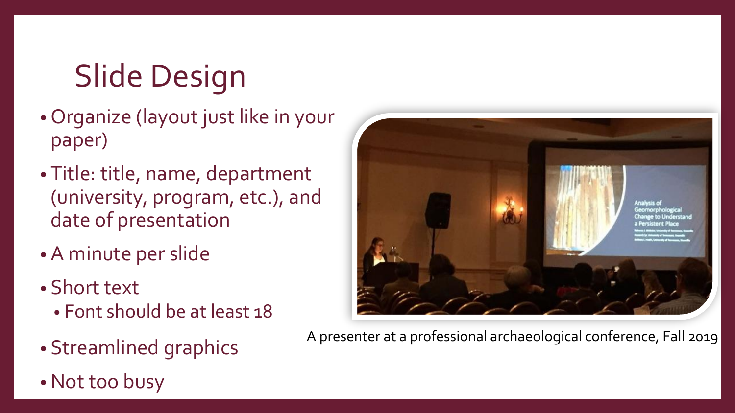# Slide Design

- Organize (layout just like in your paper)
- Title: title, name, department (university, program, etc.), and date of presentation
- A minute per slide
- Short text
  - Font should be at least 18
- Streamlined graphics
- Not too busy

A presenter at a professional archaeological conference, Fall 2019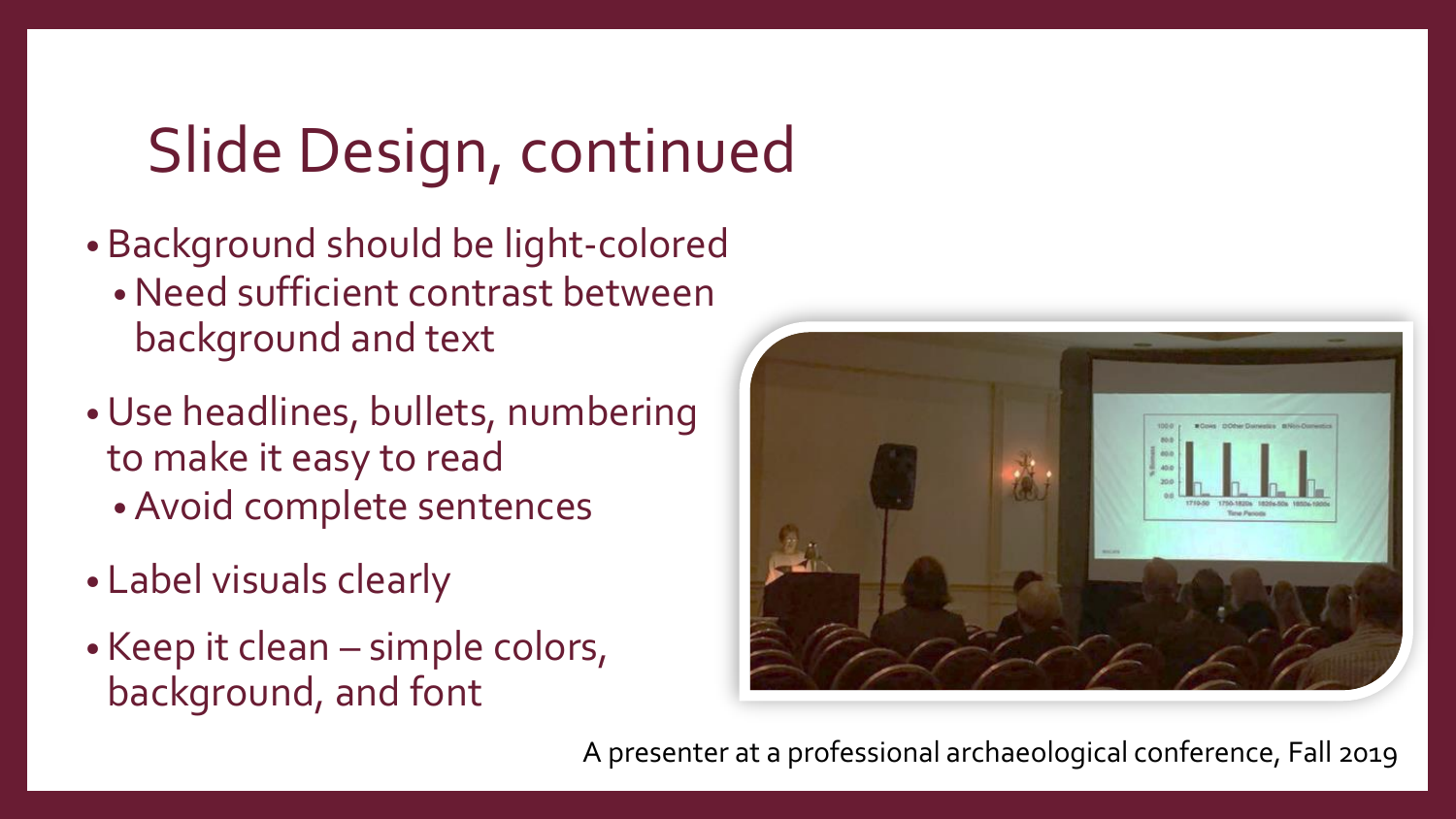# Slide Design, continued

- Background should be light-colored
  - Need sufficient contrast between background and text
- Use headlines, bullets, numbering to make it easy to read
  - Avoid complete sentences
- Label visuals clearly
- Keep it clean – simple colors, background, and font

A presenter at a professional archaeological conference, Fall 2019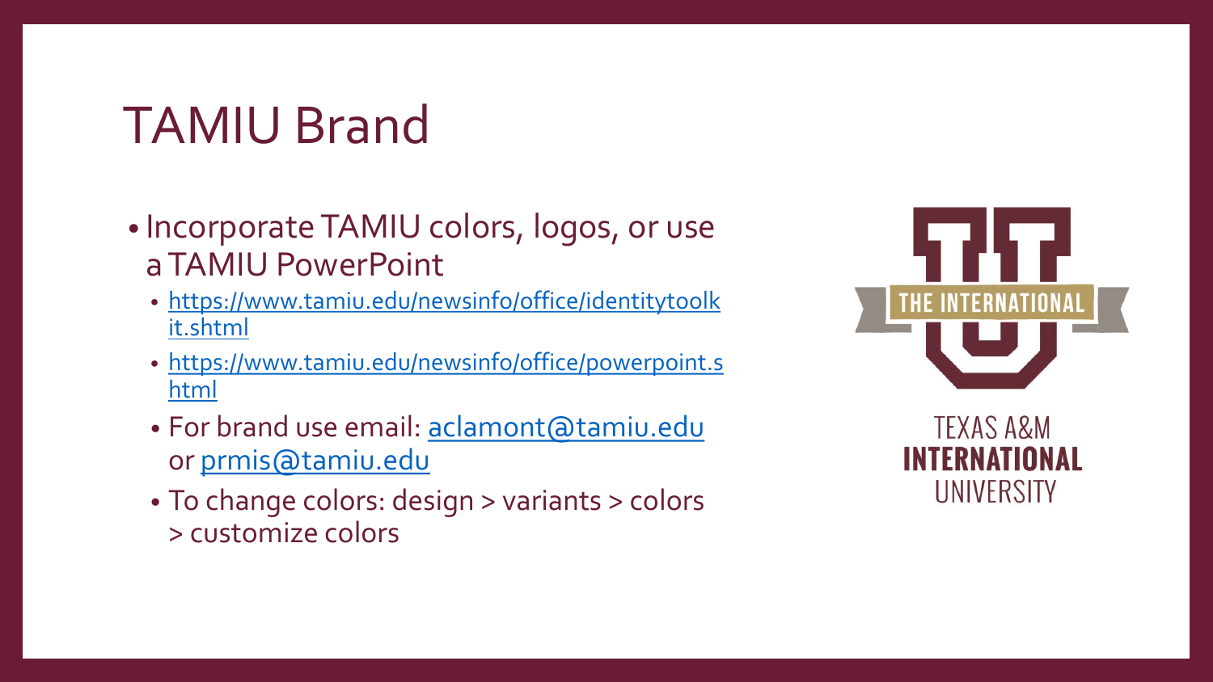# TAMIU Brand

- Incorporate TAMIU colors, logos, or use a TAMIU PowerPoint
  - https://www.tamiu.edu/newsinfo/office/identitytoolkit.shtml
  - https://www.tamiu.edu/newsinfo/office/powerpoint.shtml
  - For brand use email: aclamont@tamiu.edu or prmis@tamiu.edu
  - To change colors: design > variants > colors > customize colors

THE INTERNATIONAL

TEXAS A&M
**INTERNATIONAL**
UNIVERSITY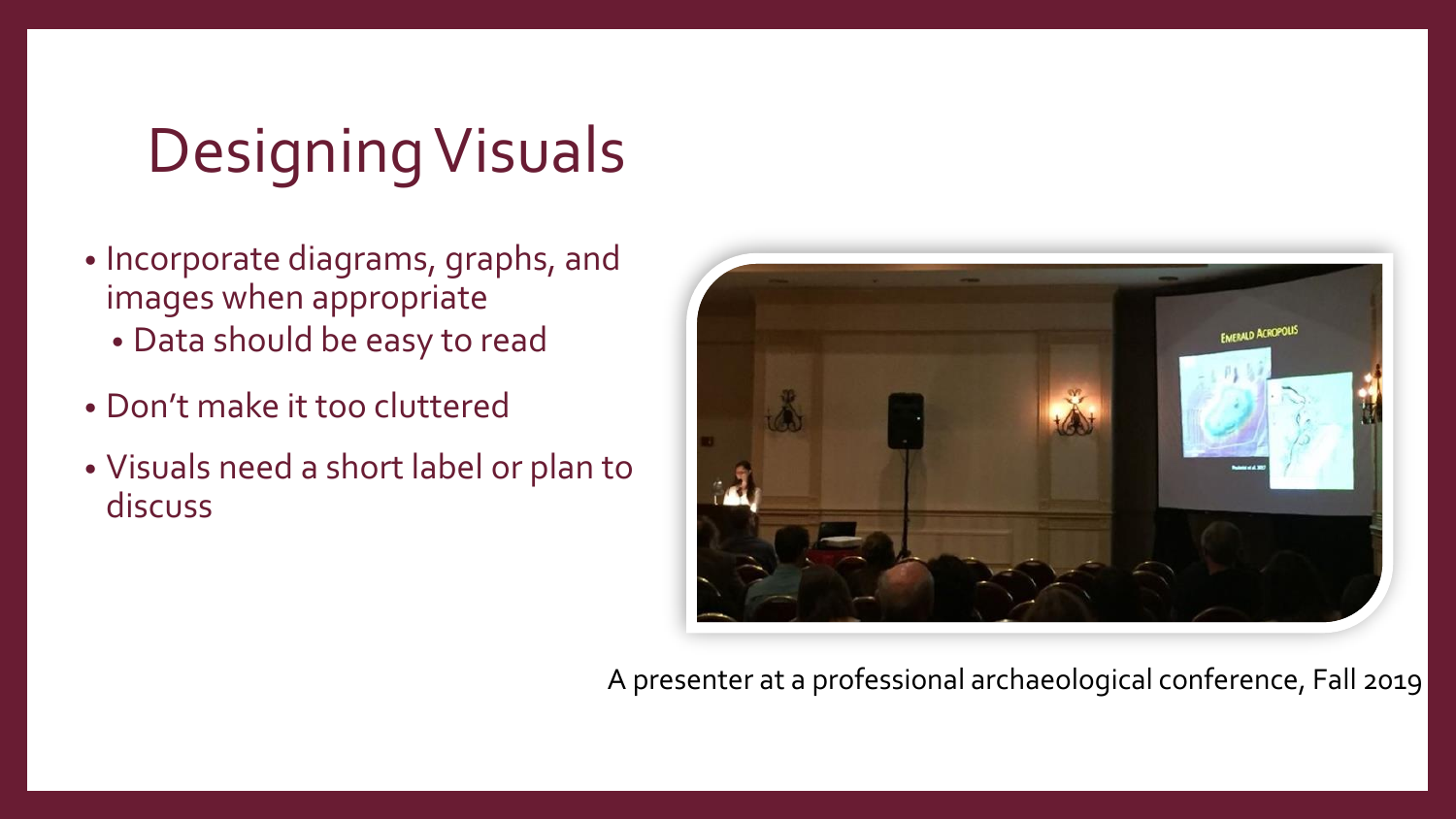# Designing Visuals

- Incorporate diagrams, graphs, and images when appropriate
  - Data should be easy to read
- Don't make it too cluttered
- Visuals need a short label or plan to discuss

A presenter at a professional archaeological conference, Fall 2019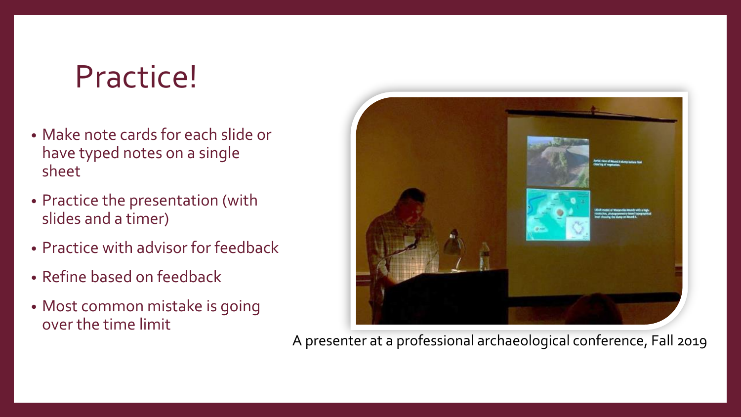# Practice!

- Make note cards for each slide or have typed notes on a single sheet
- Practice the presentation (with slides and a timer)
- Practice with advisor for feedback
- Refine based on feedback
- Most common mistake is going over the time limit

A presenter at a professional archaeological conference, Fall 2019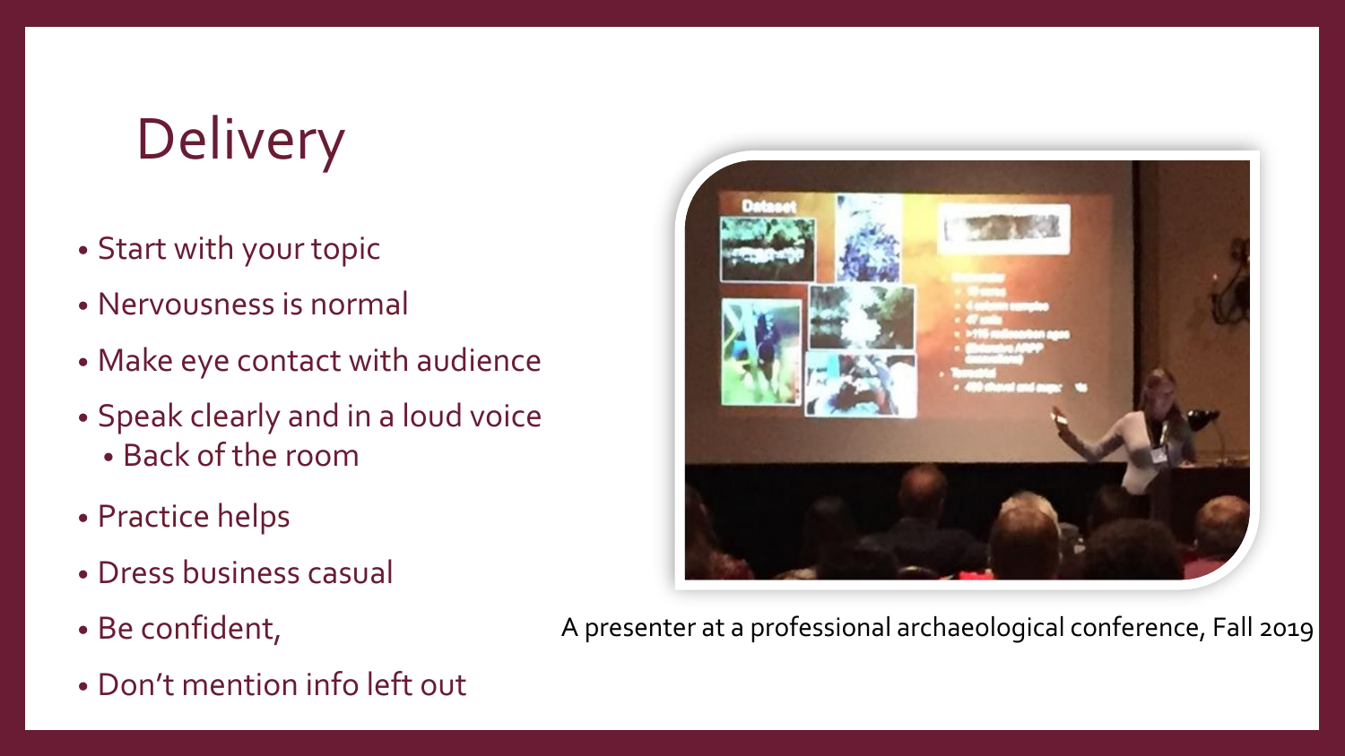# Delivery

- Start with your topic
- Nervousness is normal
- Make eye contact with audience
- Speak clearly and in a loud voice
  - Back of the room
- Practice helps
- Dress business casual
- Be confident,
- Don't mention info left out

A presenter at a professional archaeological conference, Fall 2019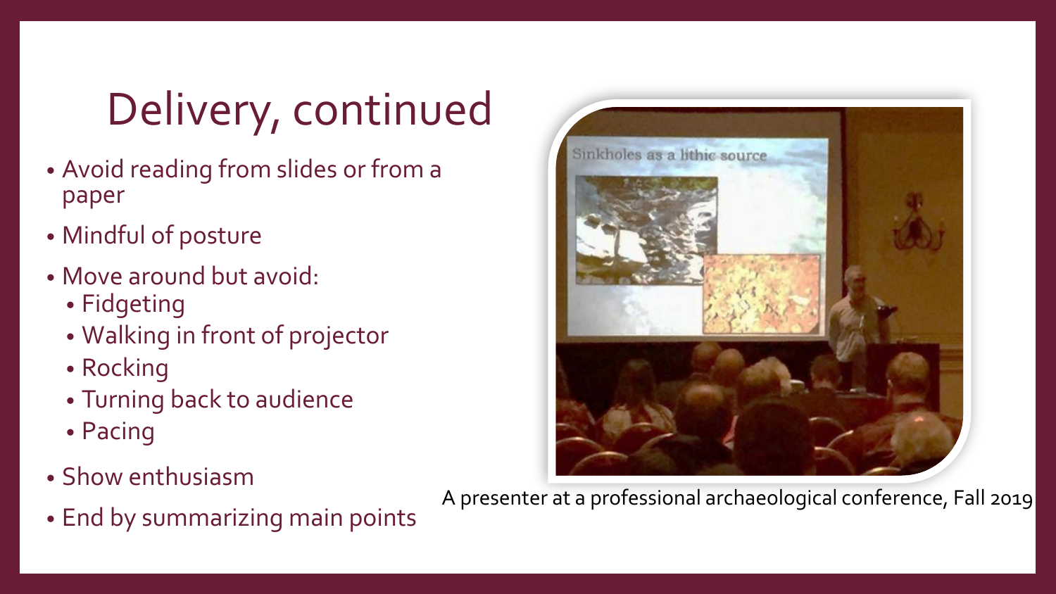# Delivery, continued

- Avoid reading from slides or from a paper
- Mindful of posture
- Move around but avoid:
  - Fidgeting
  - Walking in front of projector
  - Rocking
  - Turning back to audience
  - Pacing
- Show enthusiasm
- End by summarizing main points

A presenter at a professional archaeological conference, Fall 2019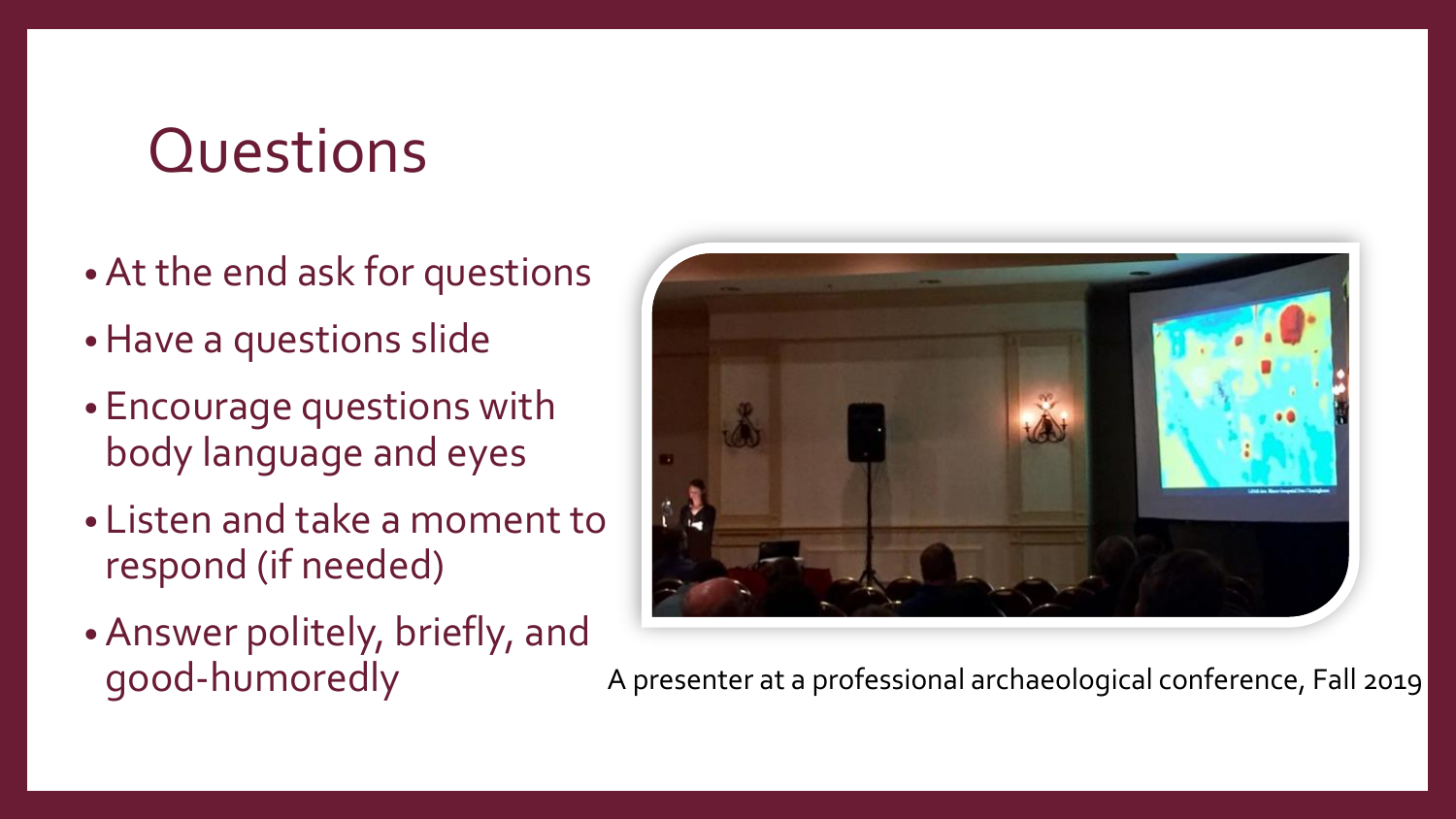# Questions

- At the end ask for questions
- Have a questions slide
- Encourage questions with body language and eyes
- Listen and take a moment to respond (if needed)
- Answer politely, briefly, and good-humoredly

A presenter at a professional archaeological conference, Fall 2019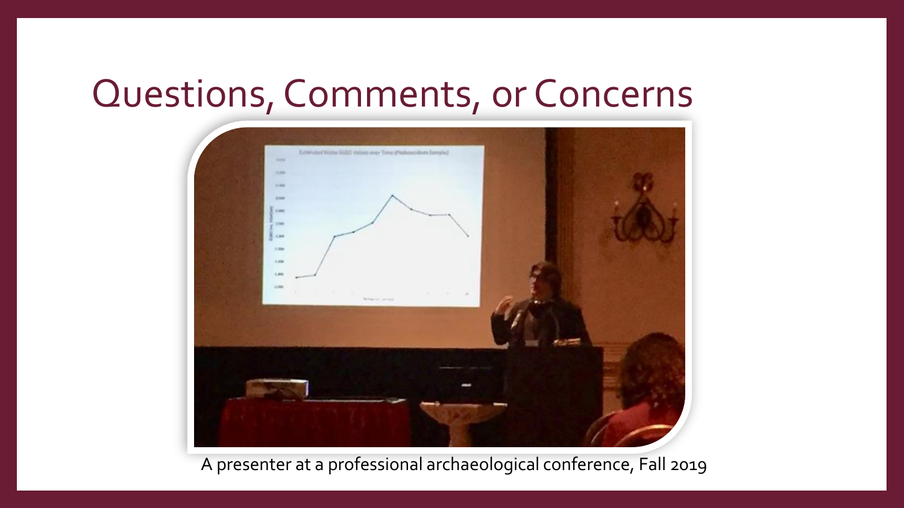# Questions, Comments, or Concerns

A presenter at a professional archaeological conference, Fall 2019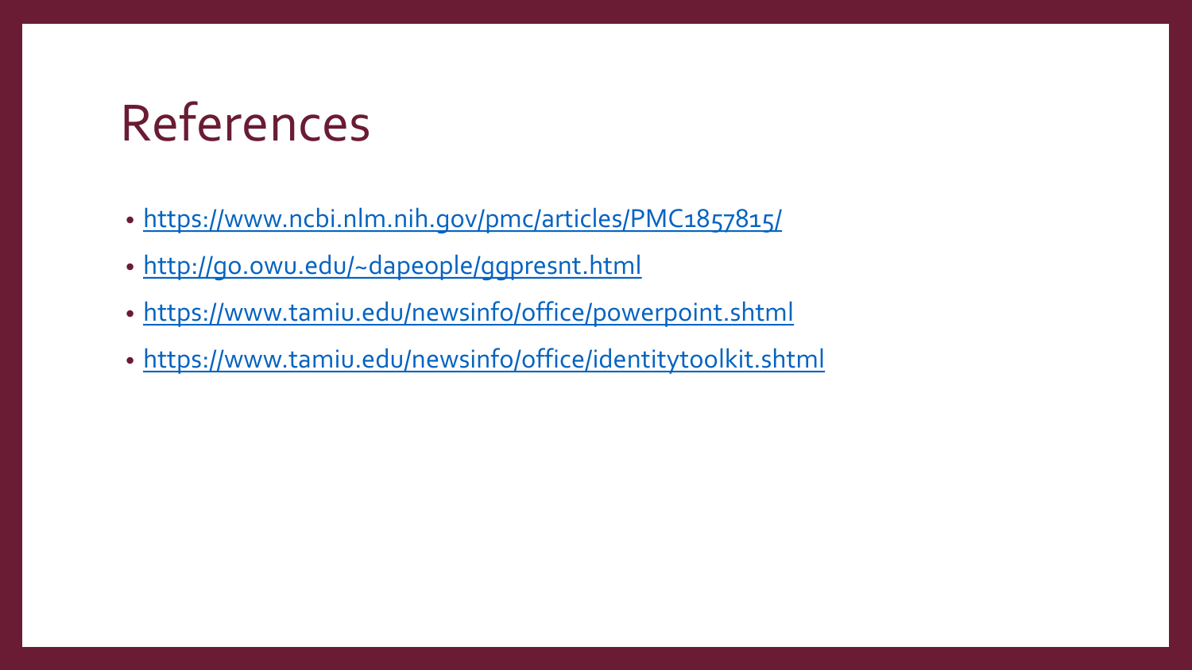# References

- https://www.ncbi.nlm.nih.gov/pmc/articles/PMC1857815/
- http://go.owu.edu/~dapeople/ggpresnt.html
- https://www.tamiu.edu/newsinfo/office/powerpoint.shtml
- https://www.tamiu.edu/newsinfo/office/identitytoolkit.shtml